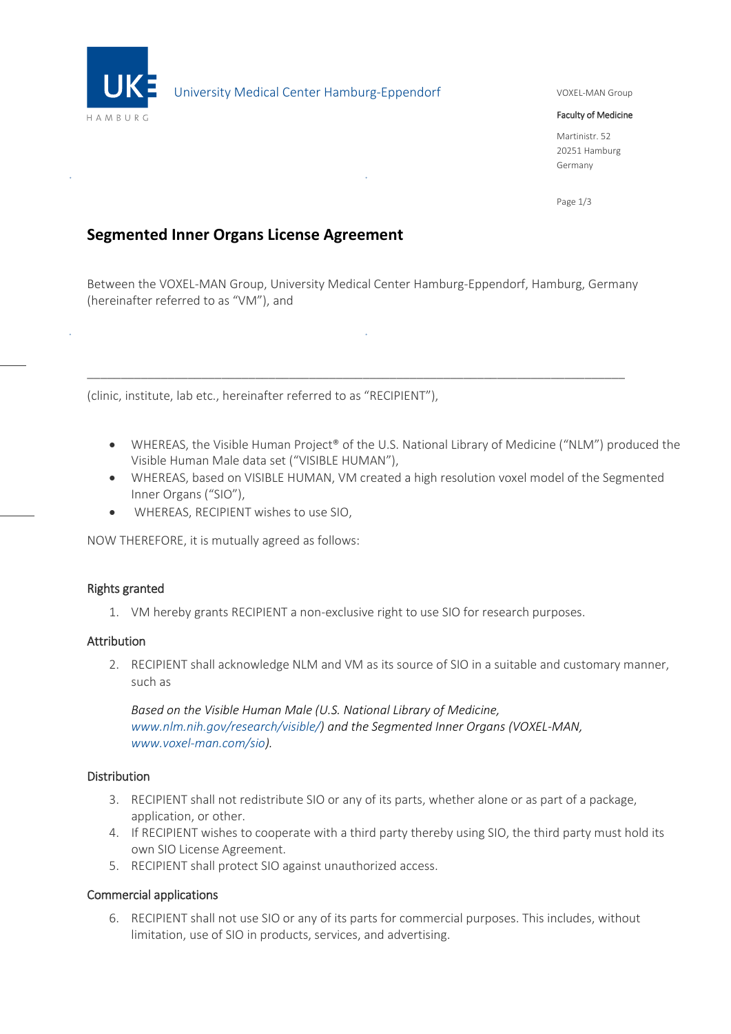University Medical Center Hamburg-Eppendorf

VOXEL-MAN Group

Faculty of Medicine

Martinistr. 52
20251 Hamburg
Germany

# Segmented Inner Organs License Agreement

Between the VOXEL-MAN Group, University Medical Center Hamburg-Eppendorf, Hamburg, Germany (hereinafter referred to as "VM"), and

\_\_\_\_\_\_\_\_\_\_\_\_\_\_\_\_\_\_\_\_\_\_\_\_\_\_\_\_\_\_\_\_\_\_\_\_\_\_\_\_\_\_\_\_\_\_\_\_\_\_\_\_\_\_\_\_\_\_\_\_\_\_\_\_\_\_\_\_\_\_\_\_\_\_\_\_

(clinic, institute, lab etc., hereinafter referred to as "RECIPIENT"),

- WHEREAS, the Visible Human Project® of the U.S. National Library of Medicine ("NLM") produced the Visible Human Male data set ("VISIBLE HUMAN"),
- WHEREAS, based on VISIBLE HUMAN, VM created a high resolution voxel model of the Segmented Inner Organs ("SIO"),
- WHEREAS, RECIPIENT wishes to use SIO,

NOW THEREFORE, it is mutually agreed as follows:

### Rights granted

1. VM hereby grants RECIPIENT a non-exclusive right to use SIO for research purposes.

### Attribution

2. RECIPIENT shall acknowledge NLM and VM as its source of SIO in a suitable and customary manner, such as

   *Based on the Visible Human Male (U.S. National Library of Medicine, www.nlm.nih.gov/research/visible/) and the Segmented Inner Organs (VOXEL-MAN, www.voxel-man.com/sio).*

### Distribution

3. RECIPIENT shall not redistribute SIO or any of its parts, whether alone or as part of a package, application, or other.
4. If RECIPIENT wishes to cooperate with a third party thereby using SIO, the third party must hold its own SIO License Agreement.
5. RECIPIENT shall protect SIO against unauthorized access.

### Commercial applications

6. RECIPIENT shall not use SIO or any of its parts for commercial purposes. This includes, without limitation, use of SIO in products, services, and advertising.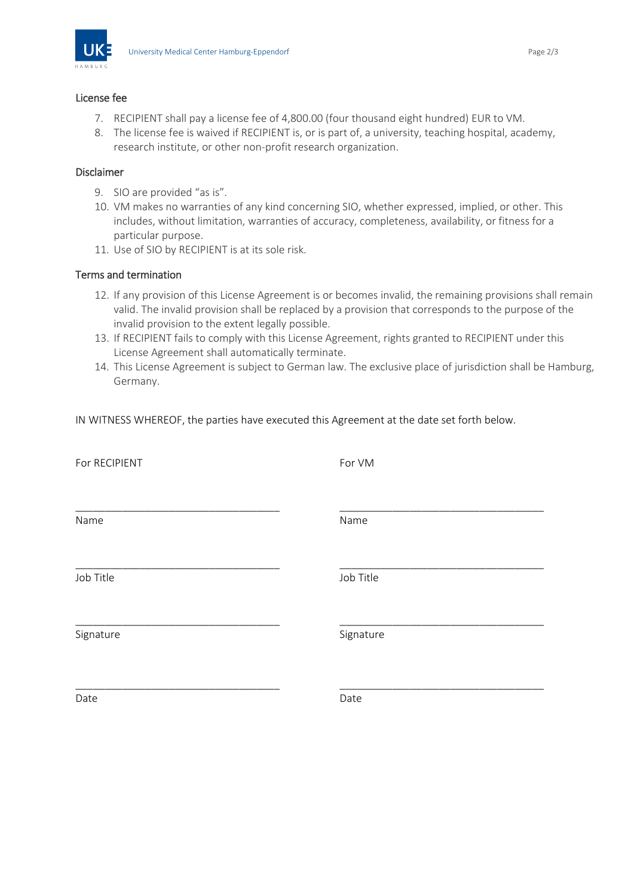### License fee

7. RECIPIENT shall pay a license fee of 4,800.00 (four thousand eight hundred) EUR to VM.
8. The license fee is waived if RECIPIENT is, or is part of, a university, teaching hospital, academy, research institute, or other non-profit research organization.

### Disclaimer

9. SIO are provided "as is".
10. VM makes no warranties of any kind concerning SIO, whether expressed, implied, or other. This includes, without limitation, warranties of accuracy, completeness, availability, or fitness for a particular purpose.
11. Use of SIO by RECIPIENT is at its sole risk.

### Terms and termination

12. If any provision of this License Agreement is or becomes invalid, the remaining provisions shall remain valid. The invalid provision shall be replaced by a provision that corresponds to the purpose of the invalid provision to the extent legally possible.
13. If RECIPIENT fails to comply with this License Agreement, rights granted to RECIPIENT under this License Agreement shall automatically terminate.
14. This License Agreement is subject to German law. The exclusive place of jurisdiction shall be Hamburg, Germany.

IN WITNESS WHEREOF, the parties have executed this Agreement at the date set forth below.

| For RECIPIENT | For VM |
| --- | --- |
| ___________________________________ | ___________________________________ |
| Name | Name |
| ___________________________________ | ___________________________________ |
| Job Title | Job Title |
| ___________________________________ | ___________________________________ |
| Signature | Signature |
| ___________________________________ | ___________________________________ |
| Date | Date |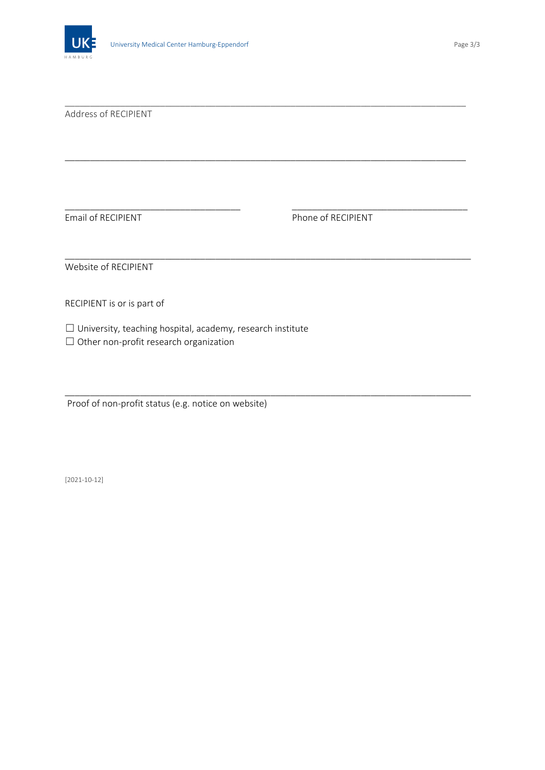\_\_\_\_\_\_\_\_\_\_\_\_\_\_\_\_\_\_\_\_\_\_\_\_\_\_\_\_\_\_\_\_\_\_\_\_\_\_\_\_\_\_\_\_\_\_\_\_\_\_\_\_\_\_\_\_\_\_\_\_\_\_\_\_\_\_\_\_\_\_\_\_\_\_\_\_\_\_

Address of RECIPIENT

\_\_\_\_\_\_\_\_\_\_\_\_\_\_\_\_\_\_\_\_\_\_\_\_\_\_\_\_\_\_\_\_\_\_\_\_\_\_\_\_\_\_\_\_\_\_\_\_\_\_\_\_\_\_\_\_\_\_\_\_\_\_\_\_\_\_\_\_\_\_\_\_\_\_\_\_\_\_

\_\_\_\_\_\_\_\_\_\_\_\_\_\_\_\_\_\_\_\_\_\_\_\_\_\_\_\_\_\_\_\_\_\_\_

Email of RECIPIENT

\_\_\_\_\_\_\_\_\_\_\_\_\_\_\_\_\_\_\_\_\_\_\_\_\_\_\_\_\_\_\_\_\_\_\_

Phone of RECIPIENT

\_\_\_\_\_\_\_\_\_\_\_\_\_\_\_\_\_\_\_\_\_\_\_\_\_\_\_\_\_\_\_\_\_\_\_\_\_\_\_\_\_\_\_\_\_\_\_\_\_\_\_\_\_\_\_\_\_\_\_\_\_\_\_\_\_\_\_\_\_\_\_\_\_\_\_\_\_\_

Website of RECIPIENT

RECIPIENT is or is part of

☐ University, teaching hospital, academy, research institute
☐ Other non-profit research organization

\_\_\_\_\_\_\_\_\_\_\_\_\_\_\_\_\_\_\_\_\_\_\_\_\_\_\_\_\_\_\_\_\_\_\_\_\_\_\_\_\_\_\_\_\_\_\_\_\_\_\_\_\_\_\_\_\_\_\_\_\_\_\_\_\_\_\_\_\_\_\_\_\_\_\_\_\_\_

Proof of non-profit status (e.g. notice on website)

[2021-10-12]